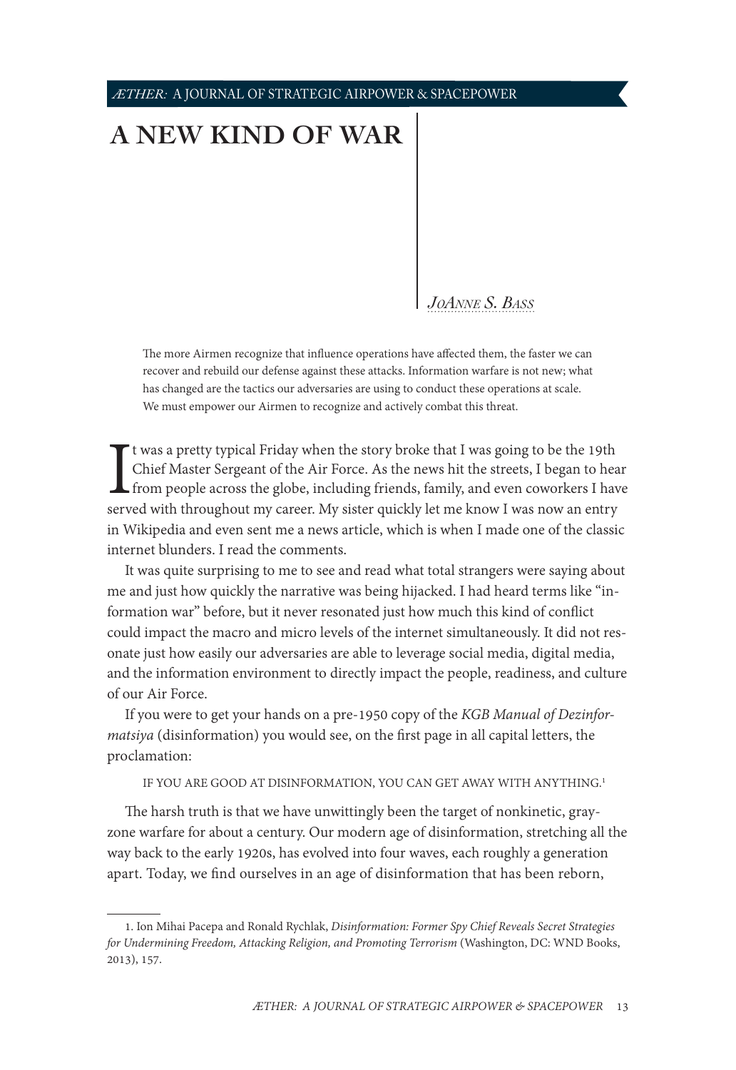# A NEW KIND OF WAR

*JoAnne S. Bass*

The more Airmen recognize that influence operations have affected them, the faster we can recover and rebuild our defense against these attacks. Information warfare is not new; what has changed are the tactics our adversaries are using to conduct these operations at scale. We must empower our Airmen to recognize and actively combat this threat.

It was a pretty typical Friday when the story broke that I was going to be the 19th Chief Master Sergeant of the Air Force. As the news hit the streets, I began to hear from people across the globe, including friends, family, and even coworkers I have served with throughout my career. My sister quickly let me know I was now an entry in Wikipedia and even sent me a news article, which is when I made one of the classic internet blunders. I read the comments.

It was quite surprising to me to see and read what total strangers were saying about me and just how quickly the narrative was being hijacked. I had heard terms like "information war" before, but it never resonated just how much this kind of conflict could impact the macro and micro levels of the internet simultaneously. It did not resonate just how easily our adversaries are able to leverage social media, digital media, and the information environment to directly impact the people, readiness, and culture of our Air Force.

If you were to get your hands on a pre-1950 copy of the *KGB Manual of Dezinformatsiya* (disinformation) you would see, on the first page in all capital letters, the proclamation:

> IF YOU ARE GOOD AT DISINFORMATION, YOU CAN GET AWAY WITH ANYTHING.[1]

The harsh truth is that we have unwittingly been the target of nonkinetic, gray-zone warfare for about a century. Our modern age of disinformation, stretching all the way back to the early 1920s, has evolved into four waves, each roughly a generation apart. Today, we find ourselves in an age of disinformation that has been reborn,

---

1. Ion Mihai Pacepa and Ronald Rychlak, *Disinformation: Former Spy Chief Reveals Secret Strategies for Undermining Freedom, Attacking Religion, and Promoting Terrorism* (Washington, DC: WND Books, 2013), 157.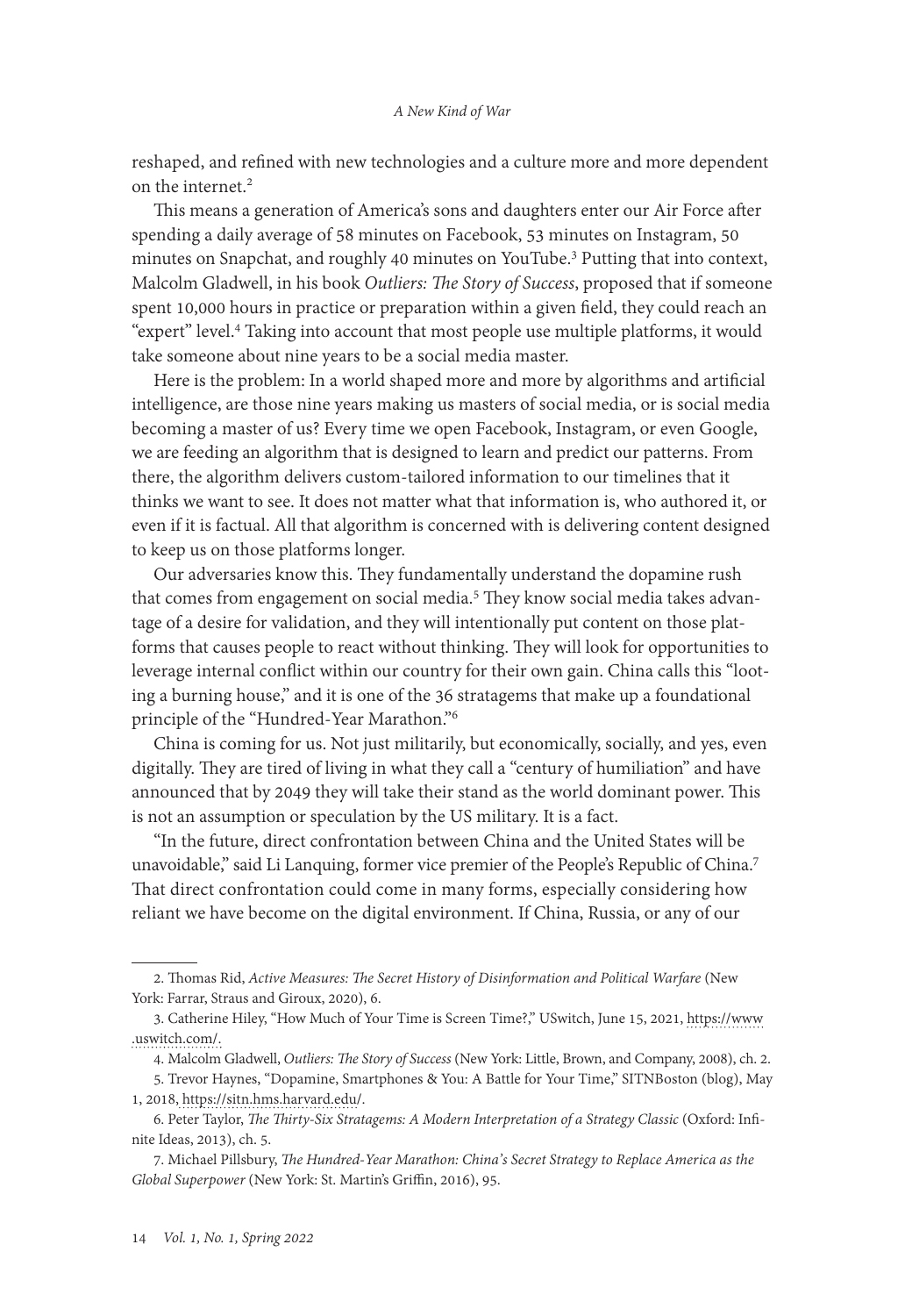reshaped, and refined with new technologies and a culture more and more dependent on the internet.[2]

This means a generation of America's sons and daughters enter our Air Force after spending a daily average of 58 minutes on Facebook, 53 minutes on Instagram, 50 minutes on Snapchat, and roughly 40 minutes on YouTube.[3] Putting that into context, Malcolm Gladwell, in his book *Outliers: The Story of Success*, proposed that if someone spent 10,000 hours in practice or preparation within a given field, they could reach an "expert" level.[4] Taking into account that most people use multiple platforms, it would take someone about nine years to be a social media master.

Here is the problem: In a world shaped more and more by algorithms and artificial intelligence, are those nine years making us masters of social media, or is social media becoming a master of us? Every time we open Facebook, Instagram, or even Google, we are feeding an algorithm that is designed to learn and predict our patterns. From there, the algorithm delivers custom-tailored information to our timelines that it thinks we want to see. It does not matter what that information is, who authored it, or even if it is factual. All that algorithm is concerned with is delivering content designed to keep us on those platforms longer.

Our adversaries know this. They fundamentally understand the dopamine rush that comes from engagement on social media.[5] They know social media takes advantage of a desire for validation, and they will intentionally put content on those platforms that causes people to react without thinking. They will look for opportunities to leverage internal conflict within our country for their own gain. China calls this "looting a burning house," and it is one of the 36 stratagems that make up a foundational principle of the "Hundred-Year Marathon."[6]

China is coming for us. Not just militarily, but economically, socially, and yes, even digitally. They are tired of living in what they call a "century of humiliation" and have announced that by 2049 they will take their stand as the world dominant power. This is not an assumption or speculation by the US military. It is a fact.

"In the future, direct confrontation between China and the United States will be unavoidable," said Li Lanquing, former vice premier of the People's Republic of China.[7] That direct confrontation could come in many forms, especially considering how reliant we have become on the digital environment. If China, Russia, or any of our

---

2. Thomas Rid, *Active Measures: The Secret History of Disinformation and Political Warfare* (New York: Farrar, Straus and Giroux, 2020), 6.

3. Catherine Hiley, "How Much of Your Time is Screen Time?," USwitch, June 15, 2021, https://www.uswitch.com/.

4. Malcolm Gladwell, *Outliers: The Story of Success* (New York: Little, Brown, and Company, 2008), ch. 2.

5. Trevor Haynes, "Dopamine, Smartphones & You: A Battle for Your Time," SITNBoston (blog), May 1, 2018, https://sitn.hms.harvard.edu/.

6. Peter Taylor, *The Thirty-Six Stratagems: A Modern Interpretation of a Strategy Classic* (Oxford: Infinite Ideas, 2013), ch. 5.

7. Michael Pillsbury, *The Hundred-Year Marathon: China's Secret Strategy to Replace America as the Global Superpower* (New York: St. Martin's Griffin, 2016), 95.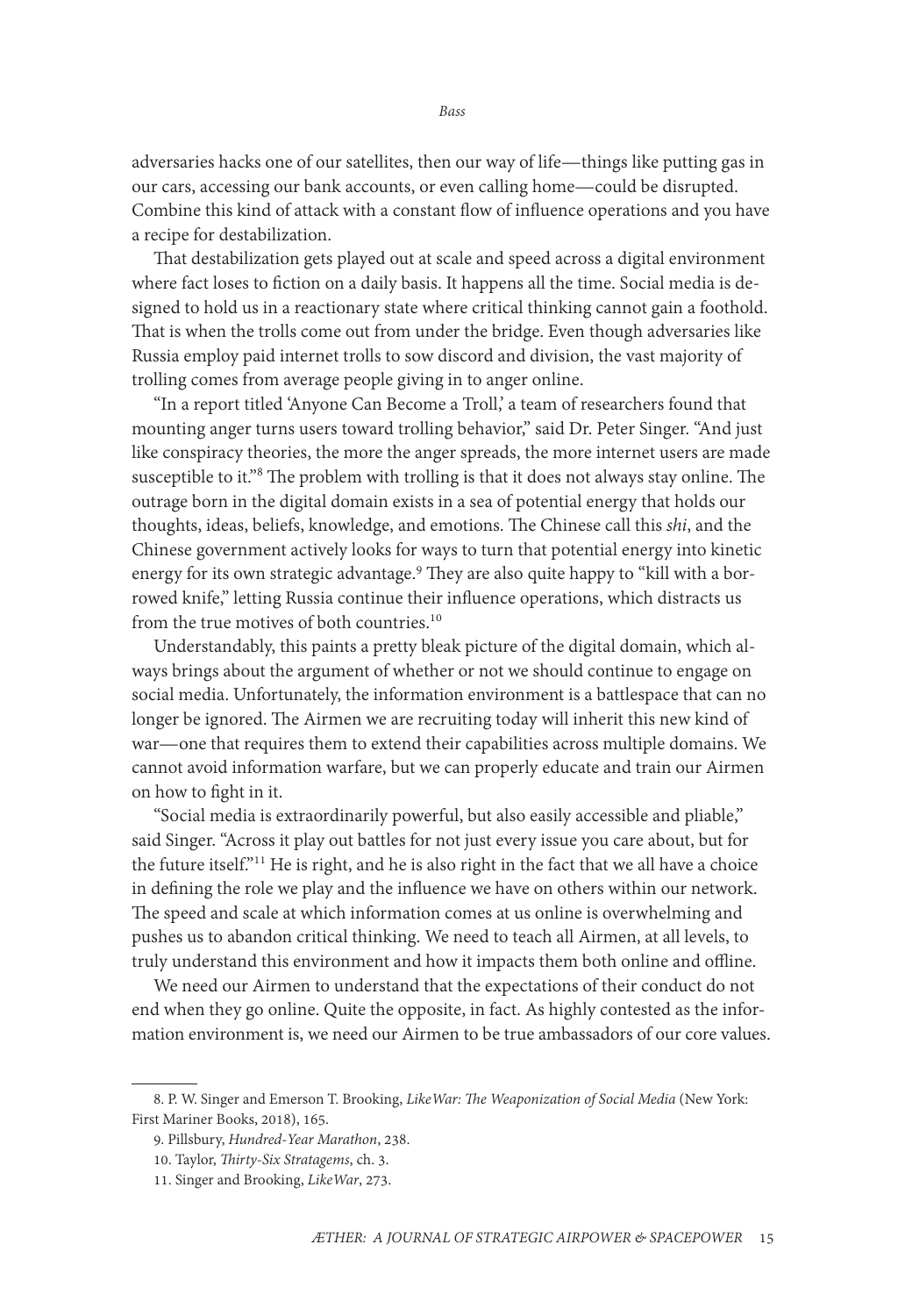adversaries hacks one of our satellites, then our way of life—things like putting gas in our cars, accessing our bank accounts, or even calling home—could be disrupted. Combine this kind of attack with a constant flow of influence operations and you have a recipe for destabilization.

That destabilization gets played out at scale and speed across a digital environment where fact loses to fiction on a daily basis. It happens all the time. Social media is designed to hold us in a reactionary state where critical thinking cannot gain a foothold. That is when the trolls come out from under the bridge. Even though adversaries like Russia employ paid internet trolls to sow discord and division, the vast majority of trolling comes from average people giving in to anger online.

"In a report titled 'Anyone Can Become a Troll,' a team of researchers found that mounting anger turns users toward trolling behavior," said Dr. Peter Singer. "And just like conspiracy theories, the more the anger spreads, the more internet users are made susceptible to it."[8] The problem with trolling is that it does not always stay online. The outrage born in the digital domain exists in a sea of potential energy that holds our thoughts, ideas, beliefs, knowledge, and emotions. The Chinese call this *shi*, and the Chinese government actively looks for ways to turn that potential energy into kinetic energy for its own strategic advantage.[9] They are also quite happy to "kill with a borrowed knife," letting Russia continue their influence operations, which distracts us from the true motives of both countries.[10]

Understandably, this paints a pretty bleak picture of the digital domain, which always brings about the argument of whether or not we should continue to engage on social media. Unfortunately, the information environment is a battlespace that can no longer be ignored. The Airmen we are recruiting today will inherit this new kind of war—one that requires them to extend their capabilities across multiple domains. We cannot avoid information warfare, but we can properly educate and train our Airmen on how to fight in it.

"Social media is extraordinarily powerful, but also easily accessible and pliable," said Singer. "Across it play out battles for not just every issue you care about, but for the future itself."[11] He is right, and he is also right in the fact that we all have a choice in defining the role we play and the influence we have on others within our network. The speed and scale at which information comes at us online is overwhelming and pushes us to abandon critical thinking. We need to teach all Airmen, at all levels, to truly understand this environment and how it impacts them both online and offline.

We need our Airmen to understand that the expectations of their conduct do not end when they go online. Quite the opposite, in fact. As highly contested as the information environment is, we need our Airmen to be true ambassadors of our core values.

---

8. P. W. Singer and Emerson T. Brooking, *LikeWar: The Weaponization of Social Media* (New York: First Mariner Books, 2018), 165.

9. Pillsbury, *Hundred-Year Marathon*, 238.

10. Taylor, *Thirty-Six Stratagems*, ch. 3.

11. Singer and Brooking, *LikeWar*, 273.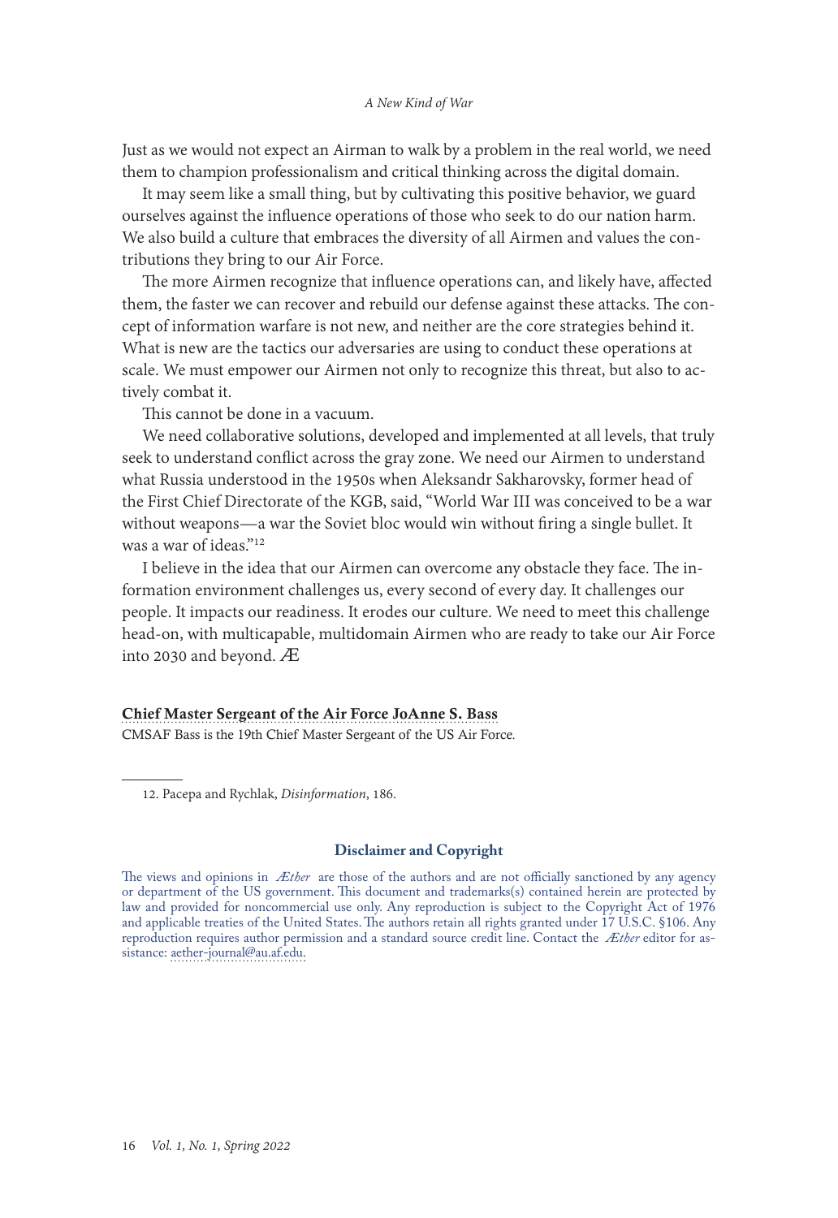Just as we would not expect an Airman to walk by a problem in the real world, we need them to champion professionalism and critical thinking across the digital domain.

It may seem like a small thing, but by cultivating this positive behavior, we guard ourselves against the influence operations of those who seek to do our nation harm. We also build a culture that embraces the diversity of all Airmen and values the contributions they bring to our Air Force.

The more Airmen recognize that influence operations can, and likely have, affected them, the faster we can recover and rebuild our defense against these attacks. The concept of information warfare is not new, and neither are the core strategies behind it. What is new are the tactics our adversaries are using to conduct these operations at scale. We must empower our Airmen not only to recognize this threat, but also to actively combat it.

This cannot be done in a vacuum.

We need collaborative solutions, developed and implemented at all levels, that truly seek to understand conflict across the gray zone. We need our Airmen to understand what Russia understood in the 1950s when Aleksandr Sakharovsky, former head of the First Chief Directorate of the KGB, said, "World War III was conceived to be a war without weapons—a war the Soviet bloc would win without firing a single bullet. It was a war of ideas."[12]

I believe in the idea that our Airmen can overcome any obstacle they face. The information environment challenges us, every second of every day. It challenges our people. It impacts our readiness. It erodes our culture. We need to meet this challenge head-on, with multicapable, multidomain Airmen who are ready to take our Air Force into 2030 and beyond. Æ

**Chief Master Sergeant of the Air Force JoAnne S. Bass**

CMSAF Bass is the 19th Chief Master Sergeant of the US Air Force.

---

12. Pacepa and Rychlak, *Disinformation*, 186.

**Disclaimer and Copyright**

The views and opinions in *Æther* are those of the authors and are not officially sanctioned by any agency or department of the US government. This document and trademarks(s) contained herein are protected by law and provided for noncommercial use only. Any reproduction is subject to the Copyright Act of 1976 and applicable treaties of the United States. The authors retain all rights granted under 17 U.S.C. §106. Any reproduction requires author permission and a standard source credit line. Contact the *Æther* editor for assistance: aether-journal@au.af.edu.